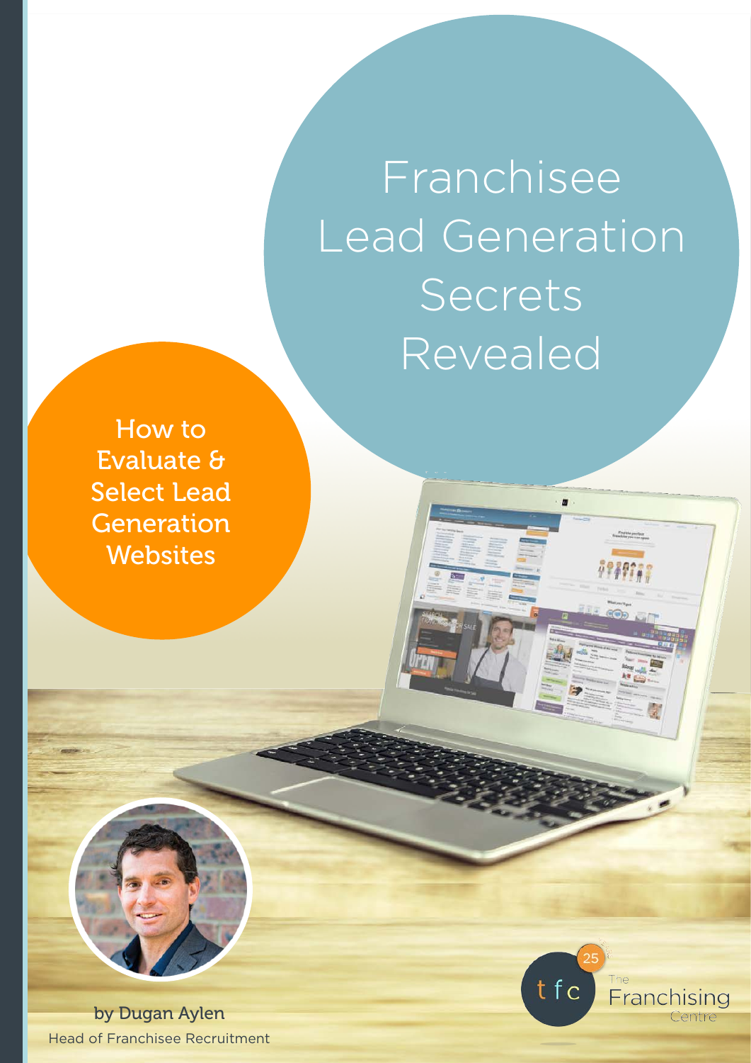# Franchisee Lead Generation Secrets Revealed

## How to Evaluate & Select Lead Generation Websites

by Dugan Aylen

Head of Franchisee Recruitment

tfc 25 The Franchising Centre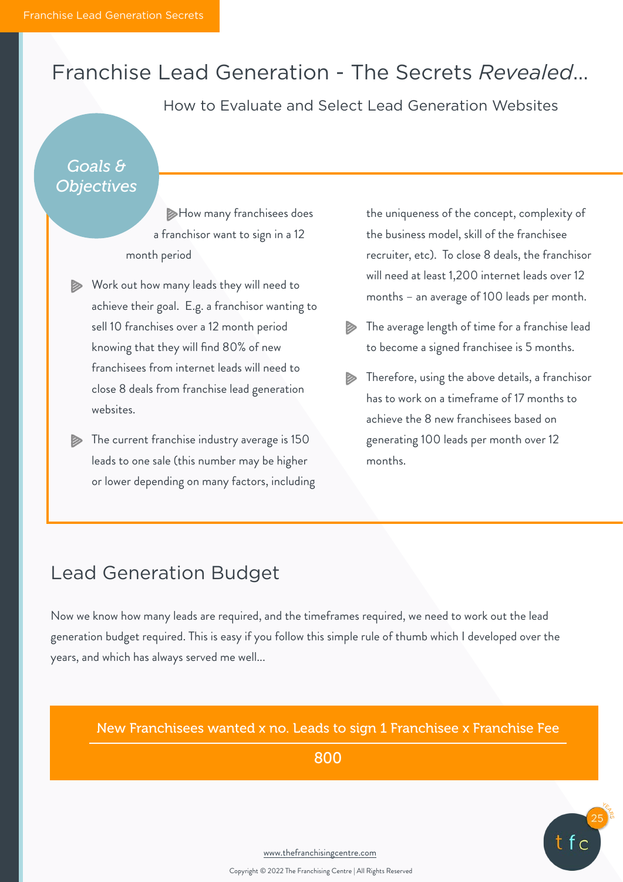# Franchise Lead Generation - The Secrets *Revealed*...

## How to Evaluate and Select Lead Generation Websites

### *Goals & Objectives*

- How many franchisees does a franchisor want to sign in a 12 month period
- Work out how many leads they will need to achieve their goal. E.g. a franchisor wanting to sell 10 franchises over a 12 month period knowing that they will find 80% of new franchisees from internet leads will need to close 8 deals from franchise lead generation websites.
- The current franchise industry average is 150 leads to one sale (this number may be higher or lower depending on many factors, including the uniqueness of the concept, complexity of the business model, skill of the franchisee recruiter, etc). To close 8 deals, the franchisor will need at least 1,200 internet leads over 12 months – an average of 100 leads per month.
- The average length of time for a franchise lead to become a signed franchisee is 5 months.
- Therefore, using the above details, a franchisor has to work on a timeframe of 17 months to achieve the 8 new franchisees based on generating 100 leads per month over 12 months.

## Lead Generation Budget

Now we know how many leads are required, and the timeframes required, we need to work out the lead generation budget required. This is easy if you follow this simple rule of thumb which I developed over the years, and which has always served me well...

$$\frac{\text{New Franchisees wanted} \times \text{no. Leads to sign 1 Franchisee} \times \text{Franchise Fee}}{800}$$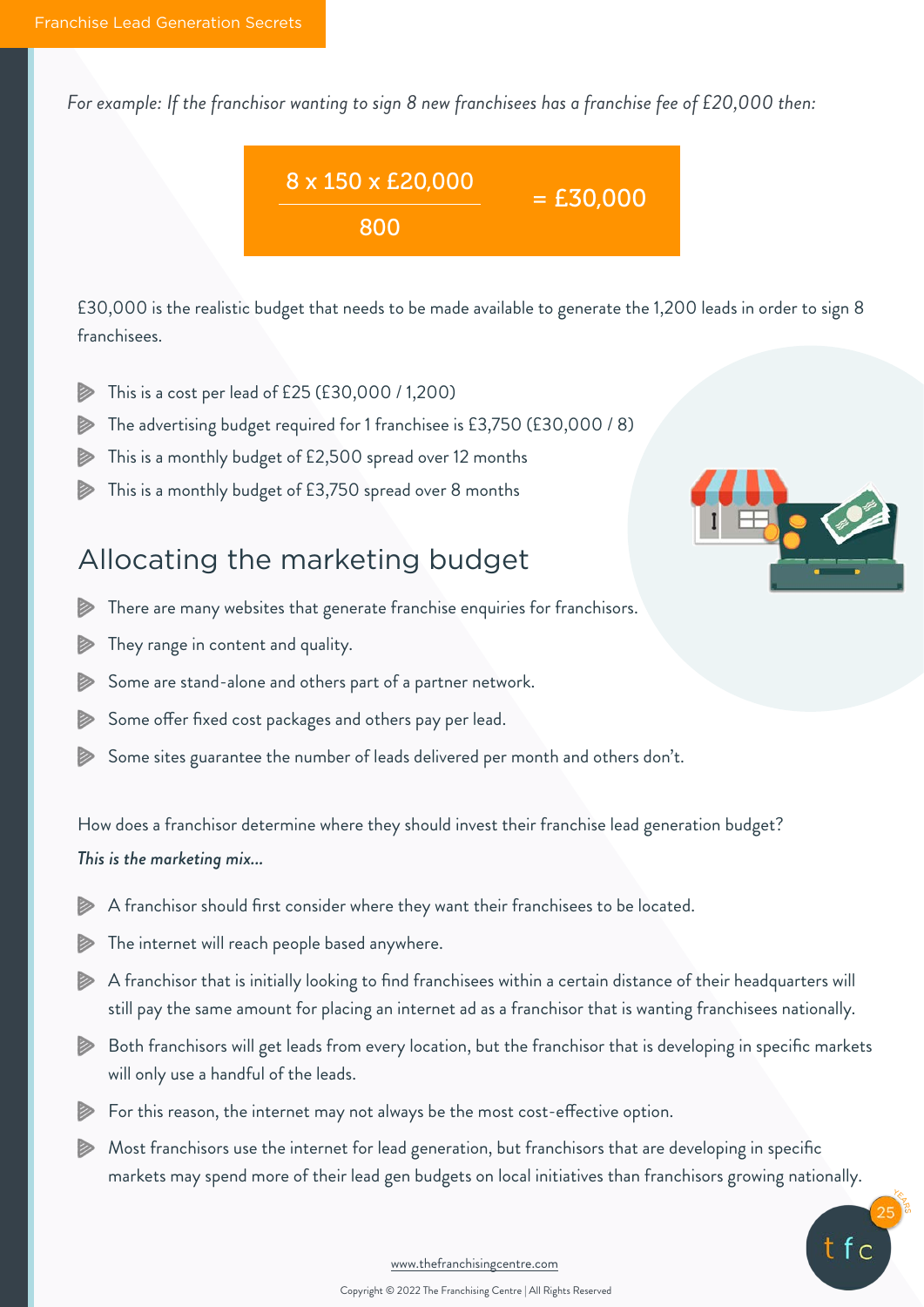*For example: If the franchisor wanting to sign 8 new franchisees has a franchise fee of £20,000 then:*

$$\frac{8 \times 150 \times £20{,}000}{800} = £30{,}000$$

£30,000 is the realistic budget that needs to be made available to generate the 1,200 leads in order to sign 8 franchisees.

- This is a cost per lead of £25 (£30,000 / 1,200)
- The advertising budget required for 1 franchisee is £3,750 (£30,000 / 8)
- This is a monthly budget of £2,500 spread over 12 months
- This is a monthly budget of £3,750 spread over 8 months

## Allocating the marketing budget

- There are many websites that generate franchise enquiries for franchisors.
- They range in content and quality.
- Some are stand-alone and others part of a partner network.
- Some offer fixed cost packages and others pay per lead.
- Some sites guarantee the number of leads delivered per month and others don't.

How does a franchisor determine where they should invest their franchise lead generation budget?

***This is the marketing mix...***

- A franchisor should first consider where they want their franchisees to be located.
- The internet will reach people based anywhere.
- A franchisor that is initially looking to find franchisees within a certain distance of their headquarters will still pay the same amount for placing an internet ad as a franchisor that is wanting franchisees nationally.
- Both franchisors will get leads from every location, but the franchisor that is developing in specific markets will only use a handful of the leads.
- For this reason, the internet may not always be the most cost-effective option.
- Most franchisors use the internet for lead generation, but franchisors that are developing in specific markets may spend more of their lead gen budgets on local initiatives than franchisors growing nationally.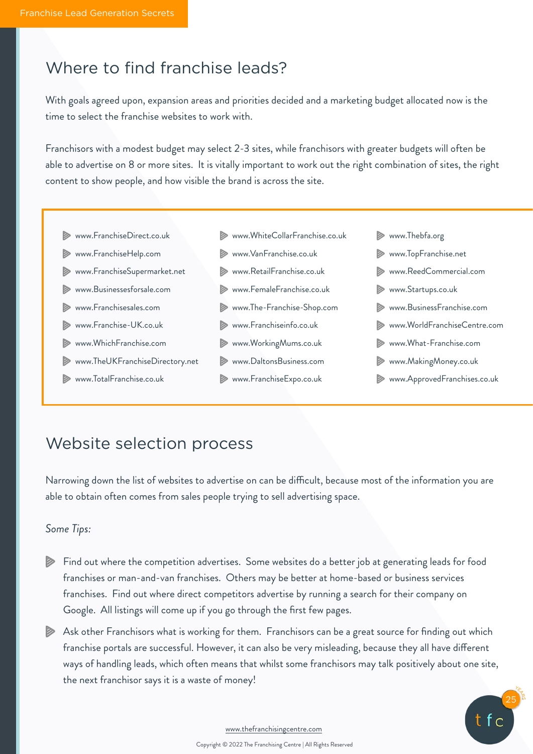## Where to find franchise leads?

With goals agreed upon, expansion areas and priorities decided and a marketing budget allocated now is the time to select the franchise websites to work with.

Franchisors with a modest budget may select 2-3 sites, while franchisors with greater budgets will often be able to advertise on 8 or more sites. It is vitally important to work out the right combination of sites, the right content to show people, and how visible the brand is across the site.

- www.FranchiseDirect.co.uk
- www.FranchiseHelp.com
- www.FranchiseSupermarket.net
- www.Businessesforsale.com
- www.Franchisesales.com
- www.Franchise-UK.co.uk
- www.WhichFranchise.com
- www.TheUKFranchiseDirectory.net
- www.TotalFranchise.co.uk
- www.WhiteCollarFranchise.co.uk
- www.VanFranchise.co.uk
- www.RetailFranchise.co.uk
- www.FemaleFranchise.co.uk
- www.The-Franchise-Shop.com
- www.Franchiseinfo.co.uk
- www.WorkingMums.co.uk
- www.DaltonsBusiness.com
- www.FranchiseExpo.co.uk
- www.Thebfa.org
- www.TopFranchise.net
- www.ReedCommercial.com
- www.Startups.co.uk
- www.BusinessFranchise.com
- www.WorldFranchiseCentre.com
- www.What-Franchise.com
- www.MakingMoney.co.uk
- www.ApprovedFranchises.co.uk

## Website selection process

Narrowing down the list of websites to advertise on can be difficult, because most of the information you are able to obtain often comes from sales people trying to sell advertising space.

*Some Tips:*

- Find out where the competition advertises. Some websites do a better job at generating leads for food franchises or man-and-van franchises. Others may be better at home-based or business services franchises. Find out where direct competitors advertise by running a search for their company on Google. All listings will come up if you go through the first few pages.
- Ask other Franchisors what is working for them. Franchisors can be a great source for finding out which franchise portals are successful. However, it can also be very misleading, because they all have different ways of handling leads, which often means that whilst some franchisors may talk positively about one site, the next franchisor says it is a waste of money!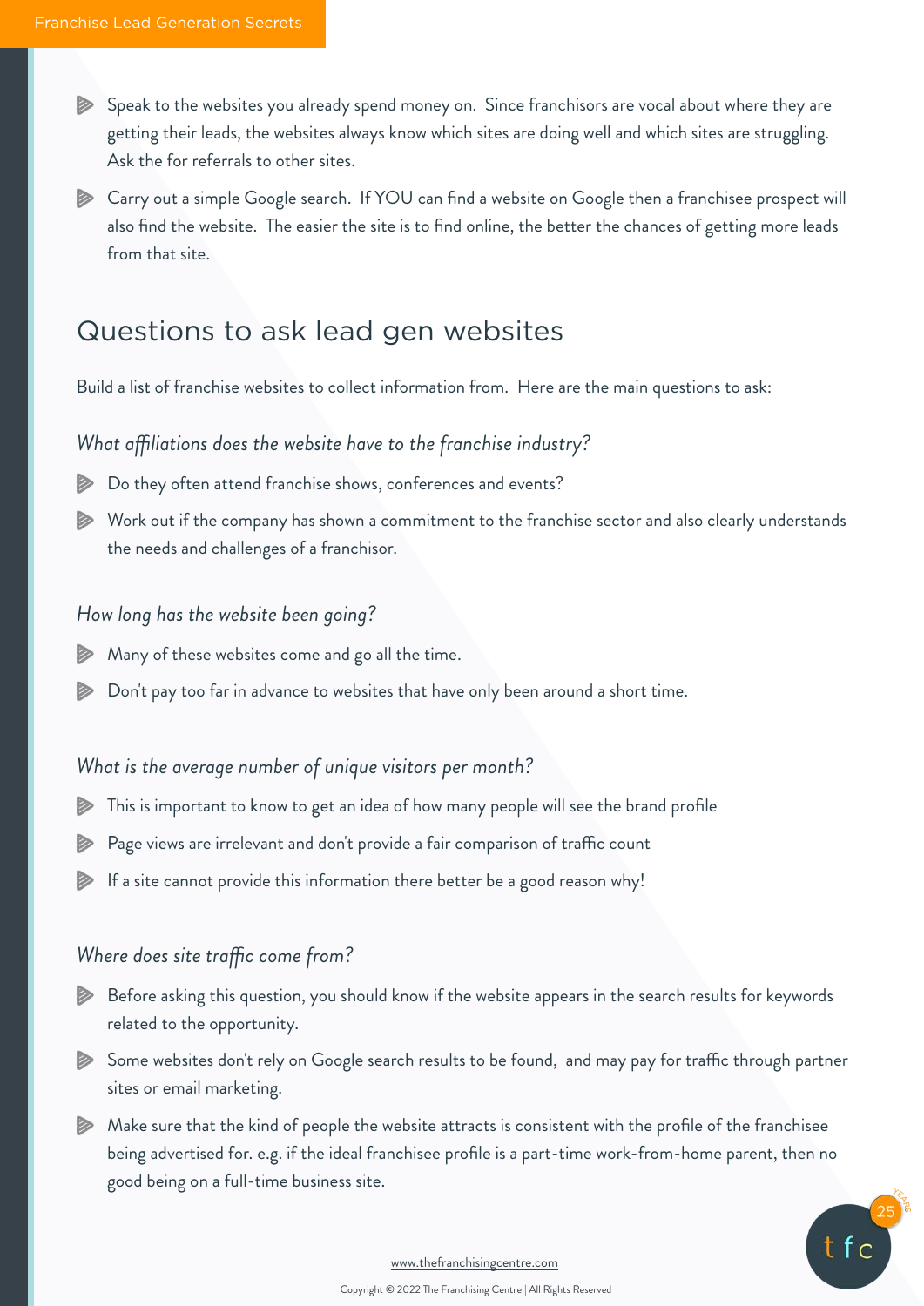- Speak to the websites you already spend money on. Since franchisors are vocal about where they are getting their leads, the websites always know which sites are doing well and which sites are struggling. Ask the for referrals to other sites.
- Carry out a simple Google search. If YOU can find a website on Google then a franchisee prospect will also find the website. The easier the site is to find online, the better the chances of getting more leads from that site.

## Questions to ask lead gen websites

Build a list of franchise websites to collect information from. Here are the main questions to ask:

*What affiliations does the website have to the franchise industry?*

- Do they often attend franchise shows, conferences and events?
- Work out if the company has shown a commitment to the franchise sector and also clearly understands the needs and challenges of a franchisor.

*How long has the website been going?*

- Many of these websites come and go all the time.
- Don't pay too far in advance to websites that have only been around a short time.

*What is the average number of unique visitors per month?*

- This is important to know to get an idea of how many people will see the brand profile
- Page views are irrelevant and don't provide a fair comparison of traffic count
- If a site cannot provide this information there better be a good reason why!

*Where does site traffic come from?*

- Before asking this question, you should know if the website appears in the search results for keywords related to the opportunity.
- Some websites don't rely on Google search results to be found, and may pay for traffic through partner sites or email marketing.
- Make sure that the kind of people the website attracts is consistent with the profile of the franchisee being advertised for. e.g. if the ideal franchisee profile is a part-time work-from-home parent, then no good being on a full-time business site.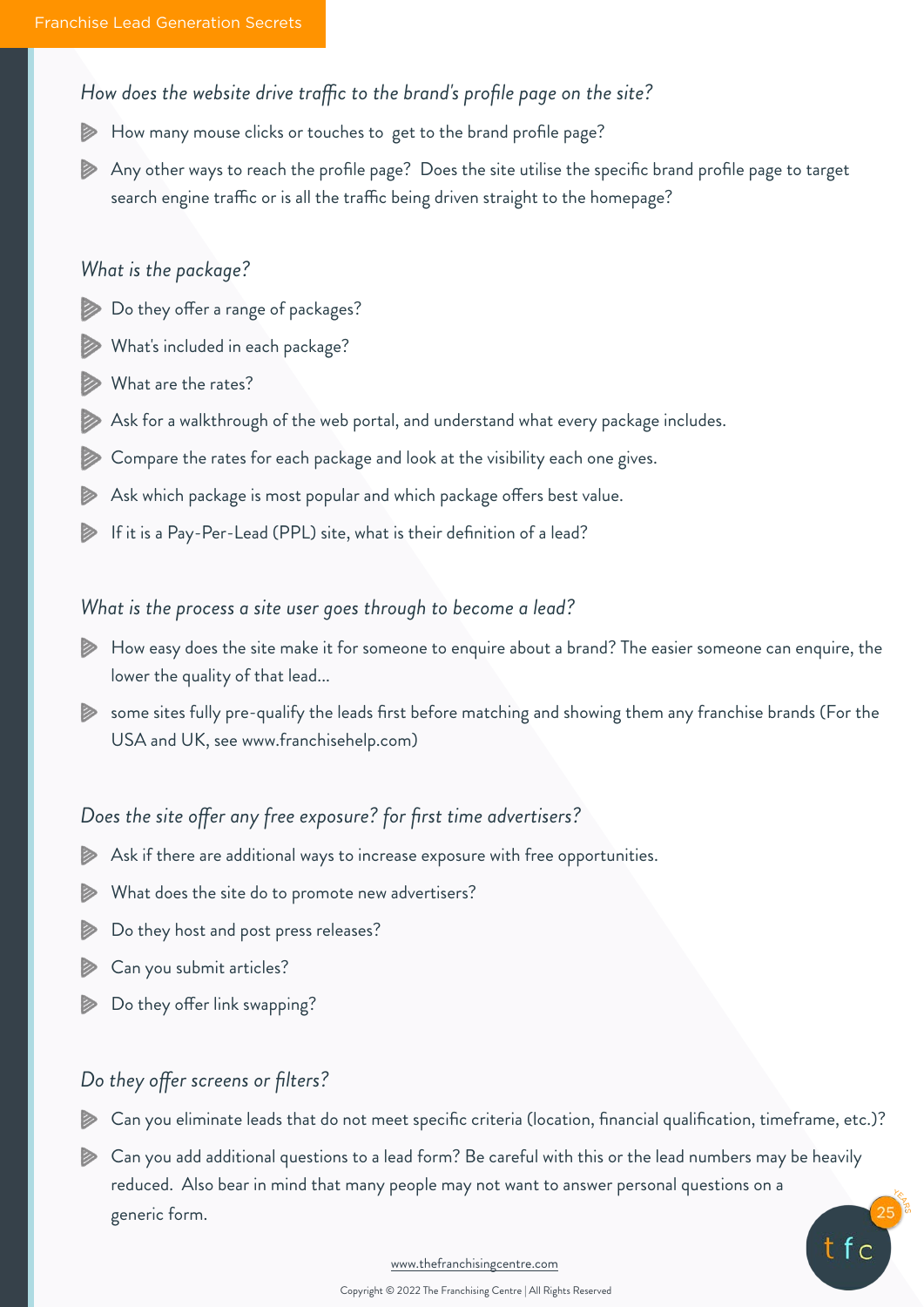*How does the website drive traffic to the brand's profile page on the site?*

- How many mouse clicks or touches to get to the brand profile page?
- Any other ways to reach the profile page? Does the site utilise the specific brand profile page to target search engine traffic or is all the traffic being driven straight to the homepage?

*What is the package?*

- Do they offer a range of packages?
- What's included in each package?
- What are the rates?
- Ask for a walkthrough of the web portal, and understand what every package includes.
- Compare the rates for each package and look at the visibility each one gives.
- Ask which package is most popular and which package offers best value.
- If it is a Pay-Per-Lead (PPL) site, what is their definition of a lead?

*What is the process a site user goes through to become a lead?*

- How easy does the site make it for someone to enquire about a brand? The easier someone can enquire, the lower the quality of that lead...
- some sites fully pre-qualify the leads first before matching and showing them any franchise brands (For the USA and UK, see www.franchisehelp.com)

*Does the site offer any free exposure? for first time advertisers?*

- Ask if there are additional ways to increase exposure with free opportunities.
- What does the site do to promote new advertisers?
- Do they host and post press releases?
- Can you submit articles?
- Do they offer link swapping?

*Do they offer screens or filters?*

- Can you eliminate leads that do not meet specific criteria (location, financial qualification, timeframe, etc.)?
- Can you add additional questions to a lead form? Be careful with this or the lead numbers may be heavily reduced. Also bear in mind that many people may not want to answer personal questions on a generic form.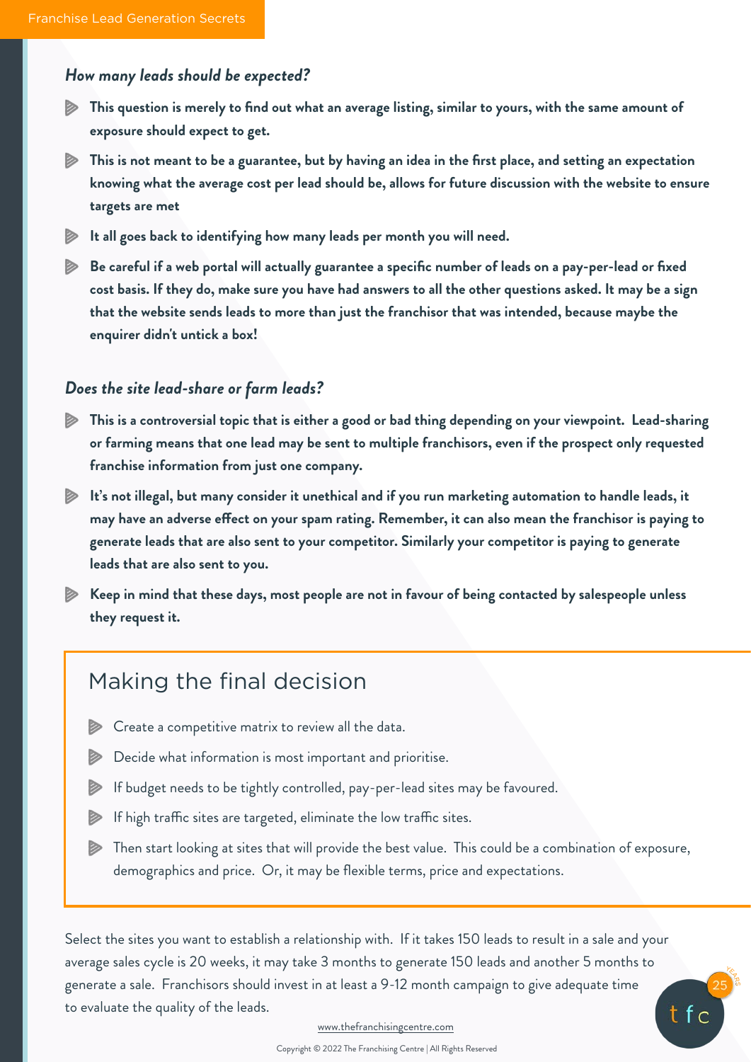### *How many leads should be expected?*

- **This question is merely to find out what an average listing, similar to yours, with the same amount of exposure should expect to get.**
- **This is not meant to be a guarantee, but by having an idea in the first place, and setting an expectation knowing what the average cost per lead should be, allows for future discussion with the website to ensure targets are met**
- **It all goes back to identifying how many leads per month you will need.**
- **Be careful if a web portal will actually guarantee a specific number of leads on a pay-per-lead or fixed cost basis. If they do, make sure you have had answers to all the other questions asked. It may be a sign that the website sends leads to more than just the franchisor that was intended, because maybe the enquirer didn't untick a box!**

### *Does the site lead-share or farm leads?*

- **This is a controversial topic that is either a good or bad thing depending on your viewpoint. Lead-sharing or farming means that one lead may be sent to multiple franchisors, even if the prospect only requested franchise information from just one company.**
- **It's not illegal, but many consider it unethical and if you run marketing automation to handle leads, it may have an adverse effect on your spam rating. Remember, it can also mean the franchisor is paying to generate leads that are also sent to your competitor. Similarly your competitor is paying to generate leads that are also sent to you.**
- **Keep in mind that these days, most people are not in favour of being contacted by salespeople unless they request it.**

## Making the final decision

- Create a competitive matrix to review all the data.
- Decide what information is most important and prioritise.
- If budget needs to be tightly controlled, pay-per-lead sites may be favoured.
- If high traffic sites are targeted, eliminate the low traffic sites.
- Then start looking at sites that will provide the best value. This could be a combination of exposure, demographics and price. Or, it may be flexible terms, price and expectations.

Select the sites you want to establish a relationship with. If it takes 150 leads to result in a sale and your average sales cycle is 20 weeks, it may take 3 months to generate 150 leads and another 5 months to generate a sale. Franchisors should invest in at least a 9-12 month campaign to give adequate time to evaluate the quality of the leads.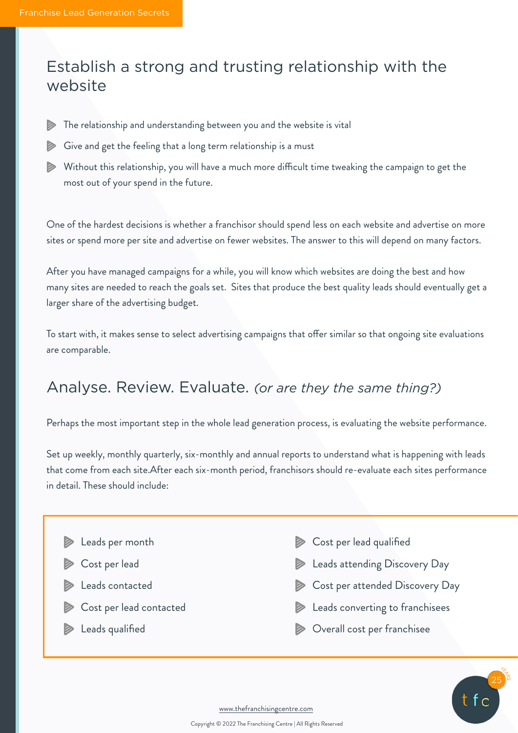## Establish a strong and trusting relationship with the website

- The relationship and understanding between you and the website is vital
- Give and get the feeling that a long term relationship is a must
- Without this relationship, you will have a much more difficult time tweaking the campaign to get the most out of your spend in the future.

One of the hardest decisions is whether a franchisor should spend less on each website and advertise on more sites or spend more per site and advertise on fewer websites. The answer to this will depend on many factors.

After you have managed campaigns for a while, you will know which websites are doing the best and how many sites are needed to reach the goals set.  Sites that produce the best quality leads should eventually get a larger share of the advertising budget.

To start with, it makes sense to select advertising campaigns that offer similar so that ongoing site evaluations are comparable.

## Analyse. Review. Evaluate. *(or are they the same thing?)*

Perhaps the most important step in the whole lead generation process, is evaluating the website performance.

Set up weekly, monthly quarterly, six-monthly and annual reports to understand what is happening with leads that come from each site.After each six-month period, franchisors should re-evaluate each sites performance in detail. These should include:

- Leads per month
- Cost per lead
- Leads contacted
- Cost per lead contacted
- Leads qualified
- Cost per lead qualified
- Leads attending Discovery Day
- Cost per attended Discovery Day
- Leads converting to franchisees
- Overall cost per franchisee

www.thefranchisingcentre.com

Copyright © 2022 The Franchising Centre | All Rights Reserved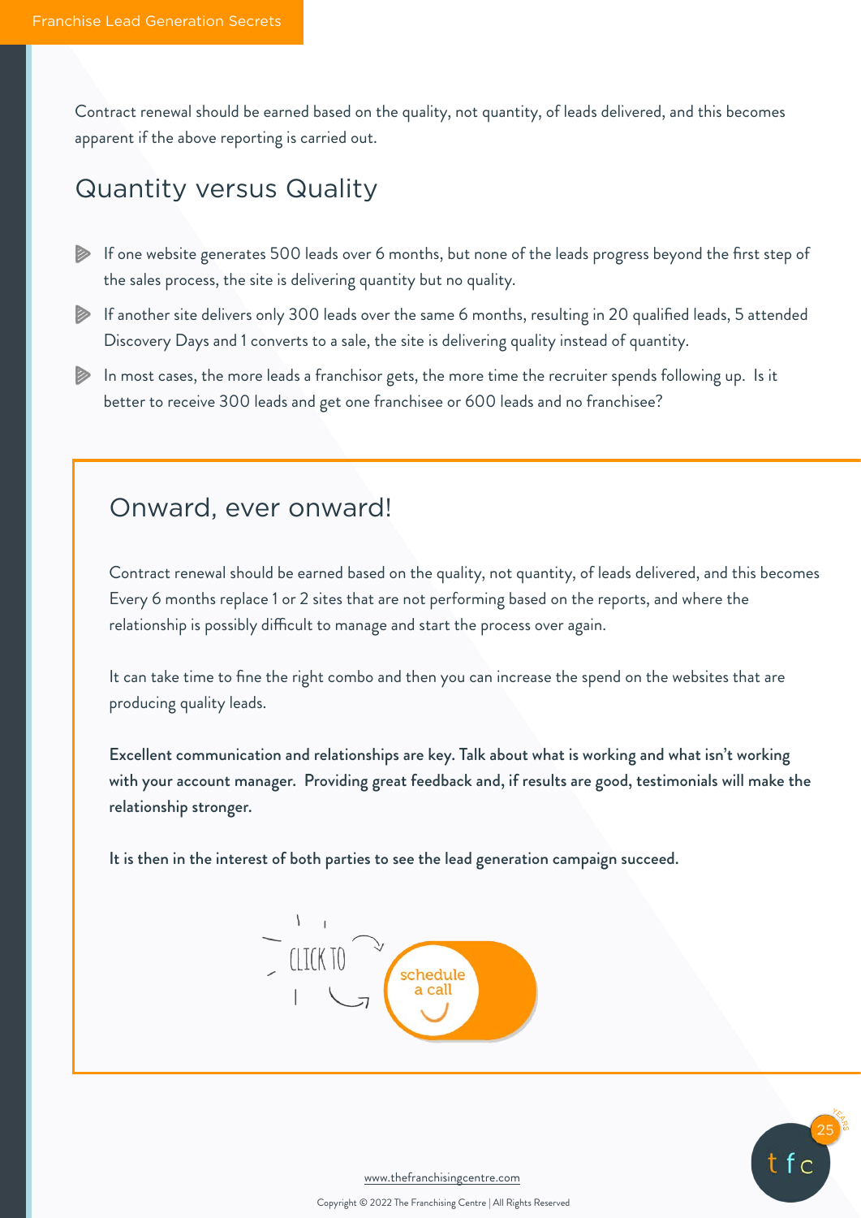Contract renewal should be earned based on the quality, not quantity, of leads delivered, and this becomes apparent if the above reporting is carried out.

## Quantity versus Quality

- If one website generates 500 leads over 6 months, but none of the leads progress beyond the first step of the sales process, the site is delivering quantity but no quality.
- If another site delivers only 300 leads over the same 6 months, resulting in 20 qualified leads, 5 attended Discovery Days and 1 converts to a sale, the site is delivering quality instead of quantity.
- In most cases, the more leads a franchisor gets, the more time the recruiter spends following up. Is it better to receive 300 leads and get one franchisee or 600 leads and no franchisee?

## Onward, ever onward!

Contract renewal should be earned based on the quality, not quantity, of leads delivered, and this becomes Every 6 months replace 1 or 2 sites that are not performing based on the reports, and where the relationship is possibly difficult to manage and start the process over again.

It can take time to fine the right combo and then you can increase the spend on the websites that are producing quality leads.

**Excellent communication and relationships are key. Talk about what is working and what isn't working with your account manager. Providing great feedback and, if results are good, testimonials will make the relationship stronger.**

**It is then in the interest of both parties to see the lead generation campaign succeed.**

CLICK TO

schedule a call

www.thefranchisingcentre.com

Copyright © 2022 The Franchising Centre | All Rights Reserved